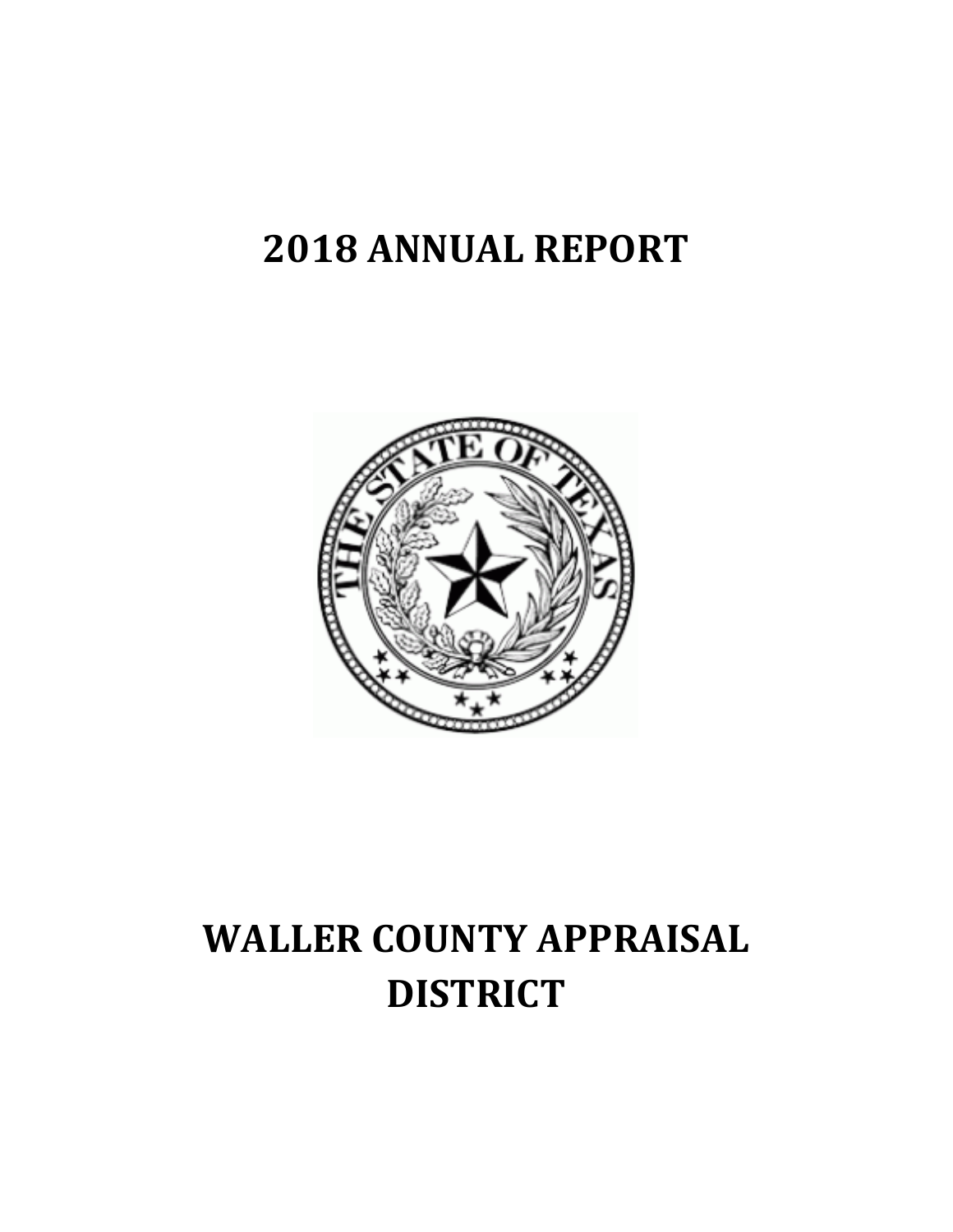# 2018 ANNUAL REPORT

# WALLER COUNTY APPRAISAL DISTRICT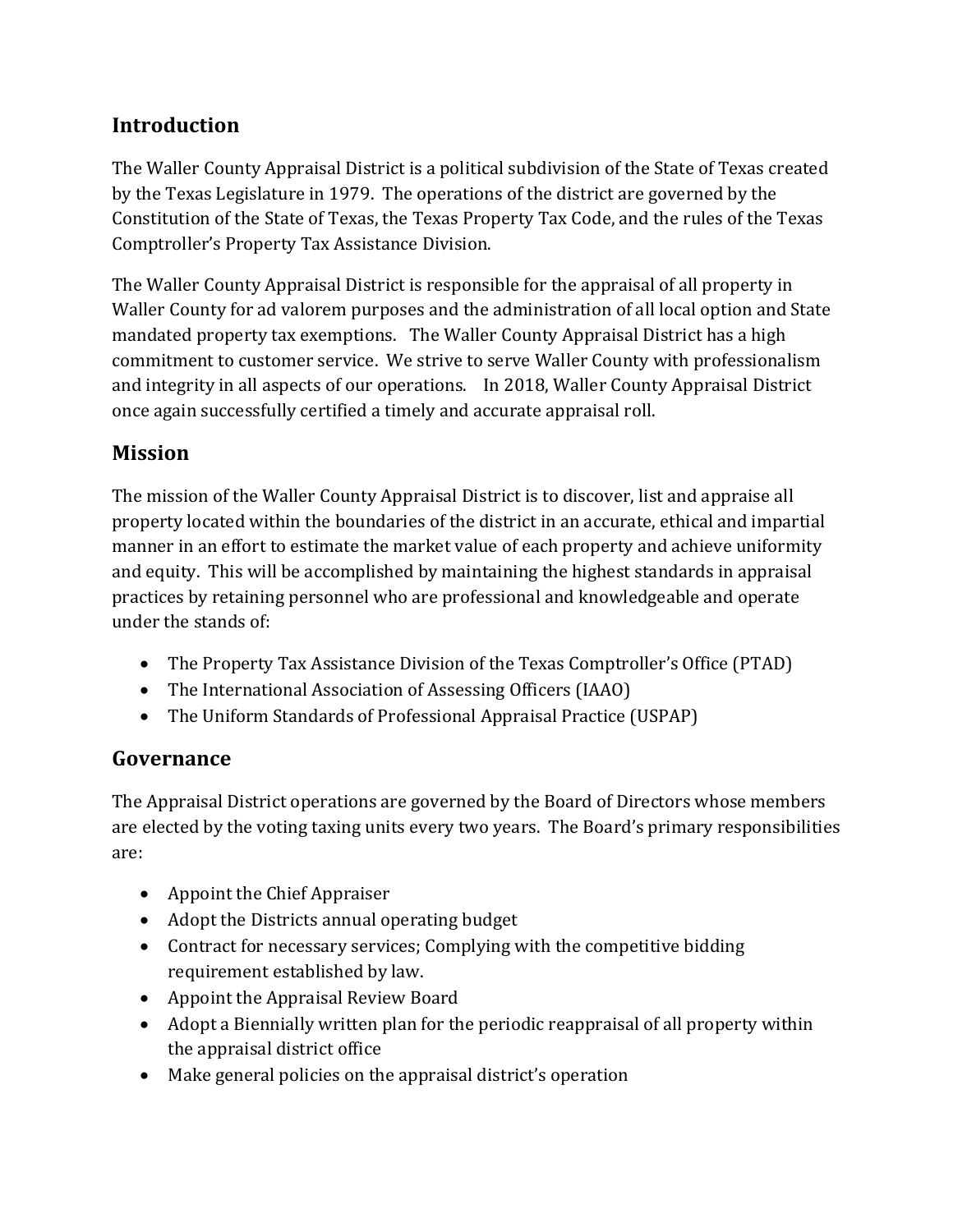## Introduction

The Waller County Appraisal District is a political subdivision of the State of Texas created by the Texas Legislature in 1979. The operations of the district are governed by the Constitution of the State of Texas, the Texas Property Tax Code, and the rules of the Texas Comptroller's Property Tax Assistance Division.

The Waller County Appraisal District is responsible for the appraisal of all property in Waller County for ad valorem purposes and the administration of all local option and State mandated property tax exemptions. The Waller County Appraisal District has a high commitment to customer service. We strive to serve Waller County with professionalism and integrity in all aspects of our operations. In 2018, Waller County Appraisal District once again successfully certified a timely and accurate appraisal roll.

## Mission

The mission of the Waller County Appraisal District is to discover, list and appraise all property located within the boundaries of the district in an accurate, ethical and impartial manner in an effort to estimate the market value of each property and achieve uniformity and equity. This will be accomplished by maintaining the highest standards in appraisal practices by retaining personnel who are professional and knowledgeable and operate under the stands of:

- The Property Tax Assistance Division of the Texas Comptroller's Office (PTAD)
- The International Association of Assessing Officers (IAAO)
- The Uniform Standards of Professional Appraisal Practice (USPAP)

## Governance

The Appraisal District operations are governed by the Board of Directors whose members are elected by the voting taxing units every two years. The Board's primary responsibilities are:

- Appoint the Chief Appraiser
- Adopt the Districts annual operating budget
- Contract for necessary services; Complying with the competitive bidding requirement established by law.
- Appoint the Appraisal Review Board
- Adopt a Biennially written plan for the periodic reappraisal of all property within the appraisal district office
- Make general policies on the appraisal district's operation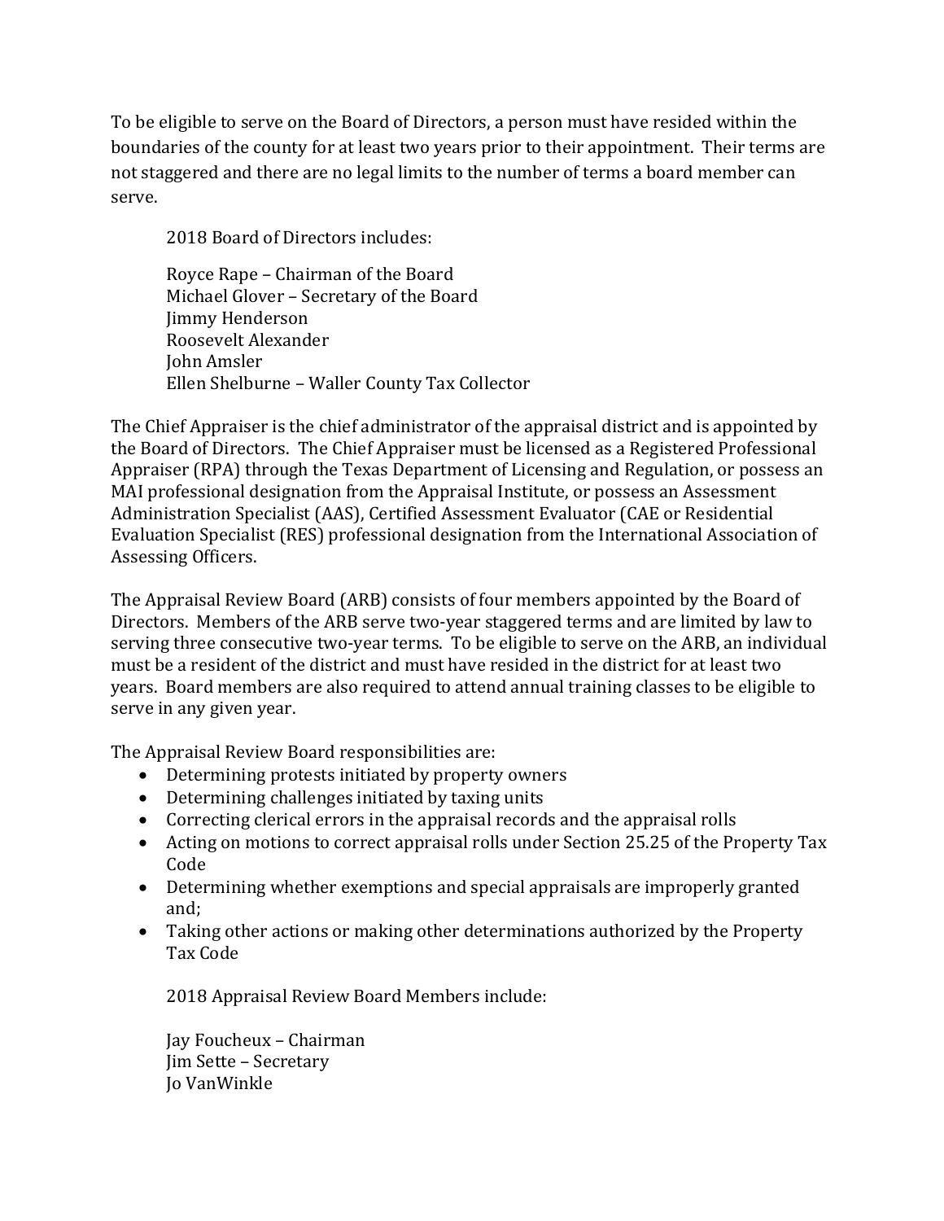To be eligible to serve on the Board of Directors, a person must have resided within the boundaries of the county for at least two years prior to their appointment. Their terms are not staggered and there are no legal limits to the number of terms a board member can serve.

2018 Board of Directors includes:

Royce Rape – Chairman of the Board
Michael Glover – Secretary of the Board
Jimmy Henderson
Roosevelt Alexander
John Amsler
Ellen Shelburne – Waller County Tax Collector

The Chief Appraiser is the chief administrator of the appraisal district and is appointed by the Board of Directors. The Chief Appraiser must be licensed as a Registered Professional Appraiser (RPA) through the Texas Department of Licensing and Regulation, or possess an MAI professional designation from the Appraisal Institute, or possess an Assessment Administration Specialist (AAS), Certified Assessment Evaluator (CAE or Residential Evaluation Specialist (RES) professional designation from the International Association of Assessing Officers.

The Appraisal Review Board (ARB) consists of four members appointed by the Board of Directors. Members of the ARB serve two-year staggered terms and are limited by law to serving three consecutive two-year terms. To be eligible to serve on the ARB, an individual must be a resident of the district and must have resided in the district for at least two years. Board members are also required to attend annual training classes to be eligible to serve in any given year.

The Appraisal Review Board responsibilities are:

- Determining protests initiated by property owners
- Determining challenges initiated by taxing units
- Correcting clerical errors in the appraisal records and the appraisal rolls
- Acting on motions to correct appraisal rolls under Section 25.25 of the Property Tax Code
- Determining whether exemptions and special appraisals are improperly granted and;
- Taking other actions or making other determinations authorized by the Property Tax Code

2018 Appraisal Review Board Members include:

Jay Foucheux – Chairman
Jim Sette – Secretary
Jo VanWinkle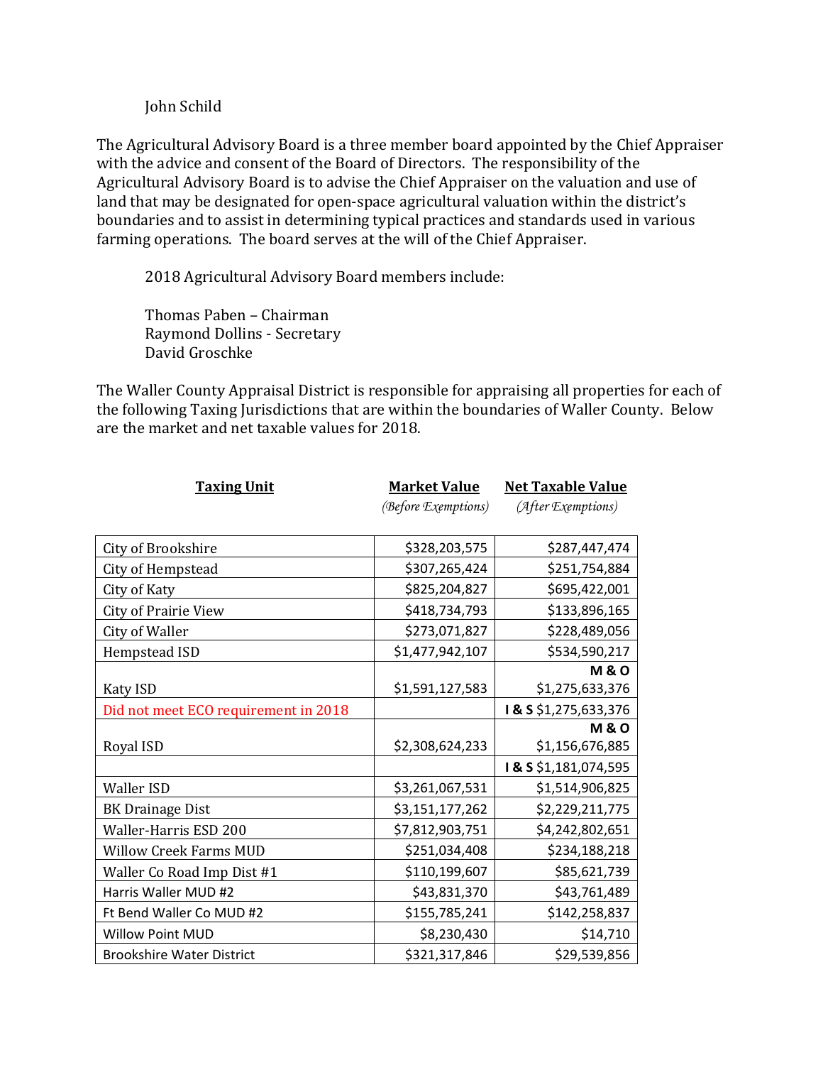John Schild

The Agricultural Advisory Board is a three member board appointed by the Chief Appraiser with the advice and consent of the Board of Directors. The responsibility of the Agricultural Advisory Board is to advise the Chief Appraiser on the valuation and use of land that may be designated for open-space agricultural valuation within the district's boundaries and to assist in determining typical practices and standards used in various farming operations. The board serves at the will of the Chief Appraiser.

2018 Agricultural Advisory Board members include:

Thomas Paben – Chairman
Raymond Dollins - Secretary
David Groschke

The Waller County Appraisal District is responsible for appraising all properties for each of the following Taxing Jurisdictions that are within the boundaries of Waller County. Below are the market and net taxable values for 2018.

| **Taxing Unit** | **Market Value** *(Before Exemptions)* | **Net Taxable Value** *(After Exemptions)* |
|---|---|---|
| City of Brookshire | $328,203,575 | $287,447,474 |
| City of Hempstead | $307,265,424 | $251,754,884 |
| City of Katy | $825,204,827 | $695,422,001 |
| City of Prairie View | $418,734,793 | $133,896,165 |
| City of Waller | $273,071,827 | $228,489,056 |
| Hempstead ISD | $1,477,942,107 | $534,590,217 |
| Katy ISD | $1,591,127,583 | **M & O** $1,275,633,376 |
| Did not meet ECO requirement in 2018 | | **I & S** $1,275,633,376 |
| Royal ISD | $2,308,624,233 | **M & O** $1,156,676,885 |
| | | **I & S** $1,181,074,595 |
| Waller ISD | $3,261,067,531 | $1,514,906,825 |
| BK Drainage Dist | $3,151,177,262 | $2,229,211,775 |
| Waller-Harris ESD 200 | $7,812,903,751 | $4,242,802,651 |
| Willow Creek Farms MUD | $251,034,408 | $234,188,218 |
| Waller Co Road Imp Dist #1 | $110,199,607 | $85,621,739 |
| Harris Waller MUD #2 | $43,831,370 | $43,761,489 |
| Ft Bend Waller Co MUD #2 | $155,785,241 | $142,258,837 |
| Willow Point MUD | $8,230,430 | $14,710 |
| Brookshire Water District | $321,317,846 | $29,539,856 |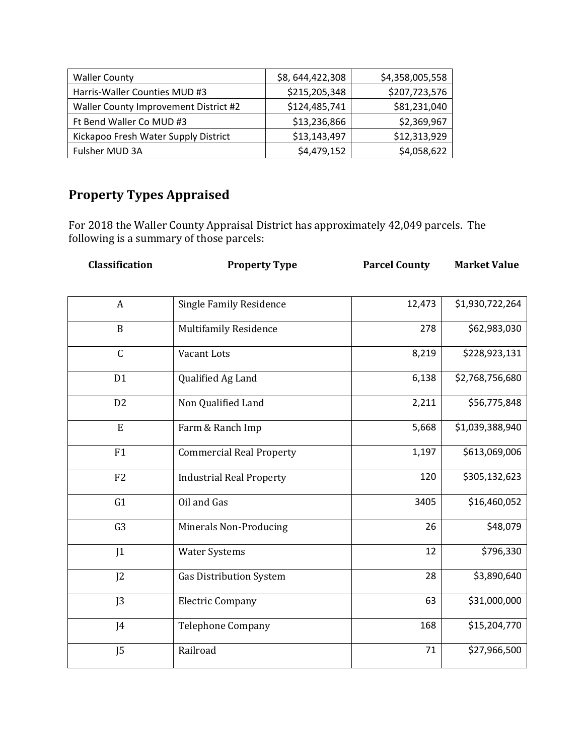| Waller County | $8, 644,422,308 | $4,358,005,558 |
|---|---|---|
| Harris-Waller Counties MUD #3 | $215,205,348 | $207,723,576 |
| Waller County Improvement District #2 | $124,485,741 | $81,231,040 |
| Ft Bend Waller Co MUD #3 | $13,236,866 | $2,369,967 |
| Kickapoo Fresh Water Supply District | $13,143,497 | $12,313,929 |
| Fulsher MUD 3A | $4,479,152 | $4,058,622 |

## Property Types Appraised

For 2018 the Waller County Appraisal District has approximately 42,049 parcels. The following is a summary of those parcels:

| Classification | Property Type | Parcel County | Market Value |
|---|---|---|---|
| A | Single Family Residence | 12,473 | $1,930,722,264 |
| B | Multifamily Residence | 278 | $62,983,030 |
| C | Vacant Lots | 8,219 | $228,923,131 |
| D1 | Qualified Ag Land | 6,138 | $2,768,756,680 |
| D2 | Non Qualified Land | 2,211 | $56,775,848 |
| E | Farm & Ranch Imp | 5,668 | $1,039,388,940 |
| F1 | Commercial Real Property | 1,197 | $613,069,006 |
| F2 | Industrial Real Property | 120 | $305,132,623 |
| G1 | Oil and Gas | 3405 | $16,460,052 |
| G3 | Minerals Non-Producing | 26 | $48,079 |
| J1 | Water Systems | 12 | $796,330 |
| J2 | Gas Distribution System | 28 | $3,890,640 |
| J3 | Electric Company | 63 | $31,000,000 |
| J4 | Telephone Company | 168 | $15,204,770 |
| J5 | Railroad | 71 | $27,966,500 |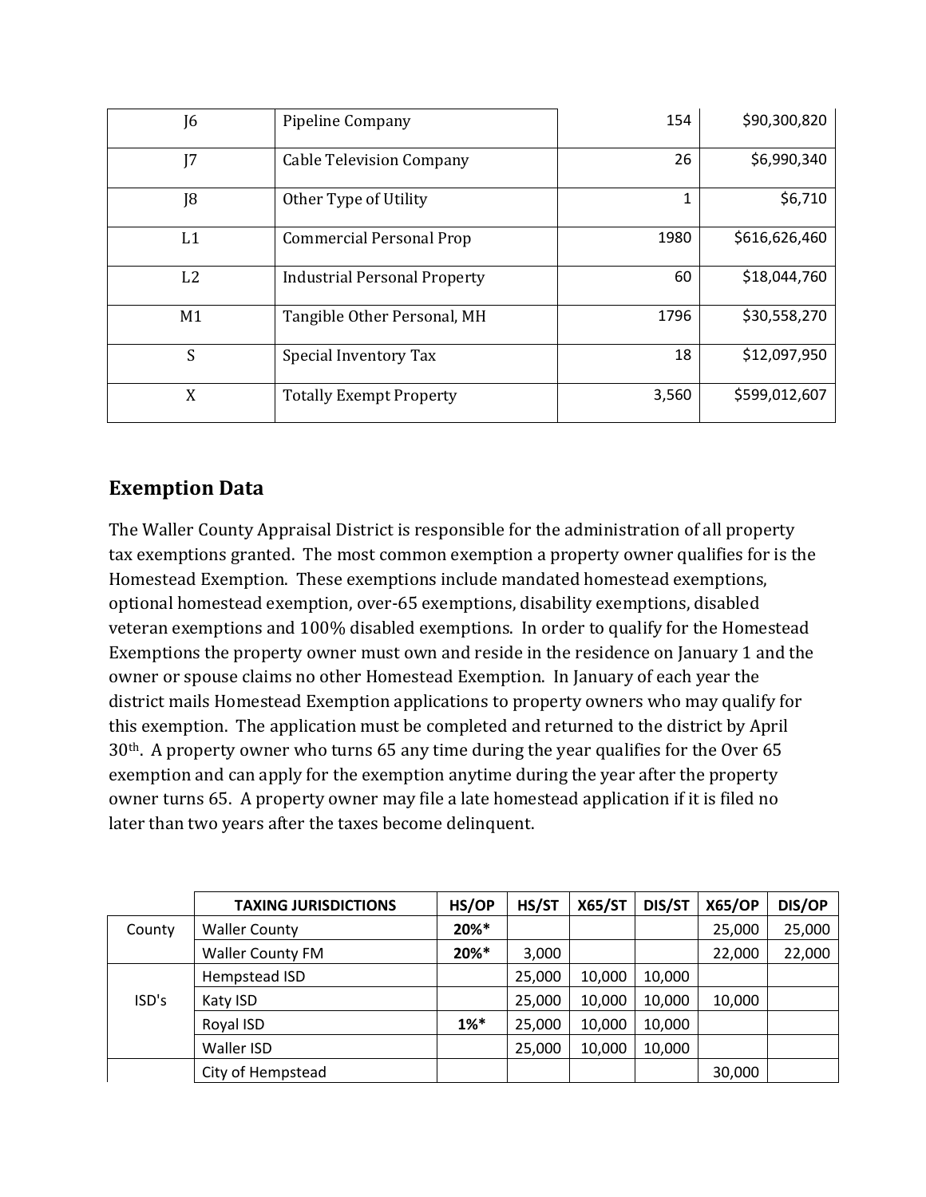| J6 | Pipeline Company | 154 | $90,300,820 |
|---|---|---|---|
| J7 | Cable Television Company | 26 | $6,990,340 |
| J8 | Other Type of Utility | 1 | $6,710 |
| L1 | Commercial Personal Prop | 1980 | $616,626,460 |
| L2 | Industrial Personal Property | 60 | $18,044,760 |
| M1 | Tangible Other Personal, MH | 1796 | $30,558,270 |
| S | Special Inventory Tax | 18 | $12,097,950 |
| X | Totally Exempt Property | 3,560 | $599,012,607 |

## Exemption Data

The Waller County Appraisal District is responsible for the administration of all property tax exemptions granted. The most common exemption a property owner qualifies for is the Homestead Exemption. These exemptions include mandated homestead exemptions, optional homestead exemption, over-65 exemptions, disability exemptions, disabled veteran exemptions and 100% disabled exemptions. In order to qualify for the Homestead Exemptions the property owner must own and reside in the residence on January 1 and the owner or spouse claims no other Homestead Exemption. In January of each year the district mails Homestead Exemption applications to property owners who may qualify for this exemption. The application must be completed and returned to the district by April 30th. A property owner who turns 65 any time during the year qualifies for the Over 65 exemption and can apply for the exemption anytime during the year after the property owner turns 65. A property owner may file a late homestead application if it is filed no later than two years after the taxes become delinquent.

| | TAXING JURISDICTIONS | HS/OP | HS/ST | X65/ST | DIS/ST | X65/OP | DIS/OP |
|---|---|---|---|---|---|---|---|
| County | Waller County | **20%*** | | | | 25,000 | 25,000 |
| | Waller County FM | **20%*** | 3,000 | | | 22,000 | 22,000 |
| ISD's | Hempstead ISD | | 25,000 | 10,000 | 10,000 | | |
| | Katy ISD | | 25,000 | 10,000 | 10,000 | 10,000 | |
| | Royal ISD | **1%*** | 25,000 | 10,000 | 10,000 | | |
| | Waller ISD | | 25,000 | 10,000 | 10,000 | | |
| | City of Hempstead | | | | | 30,000 | |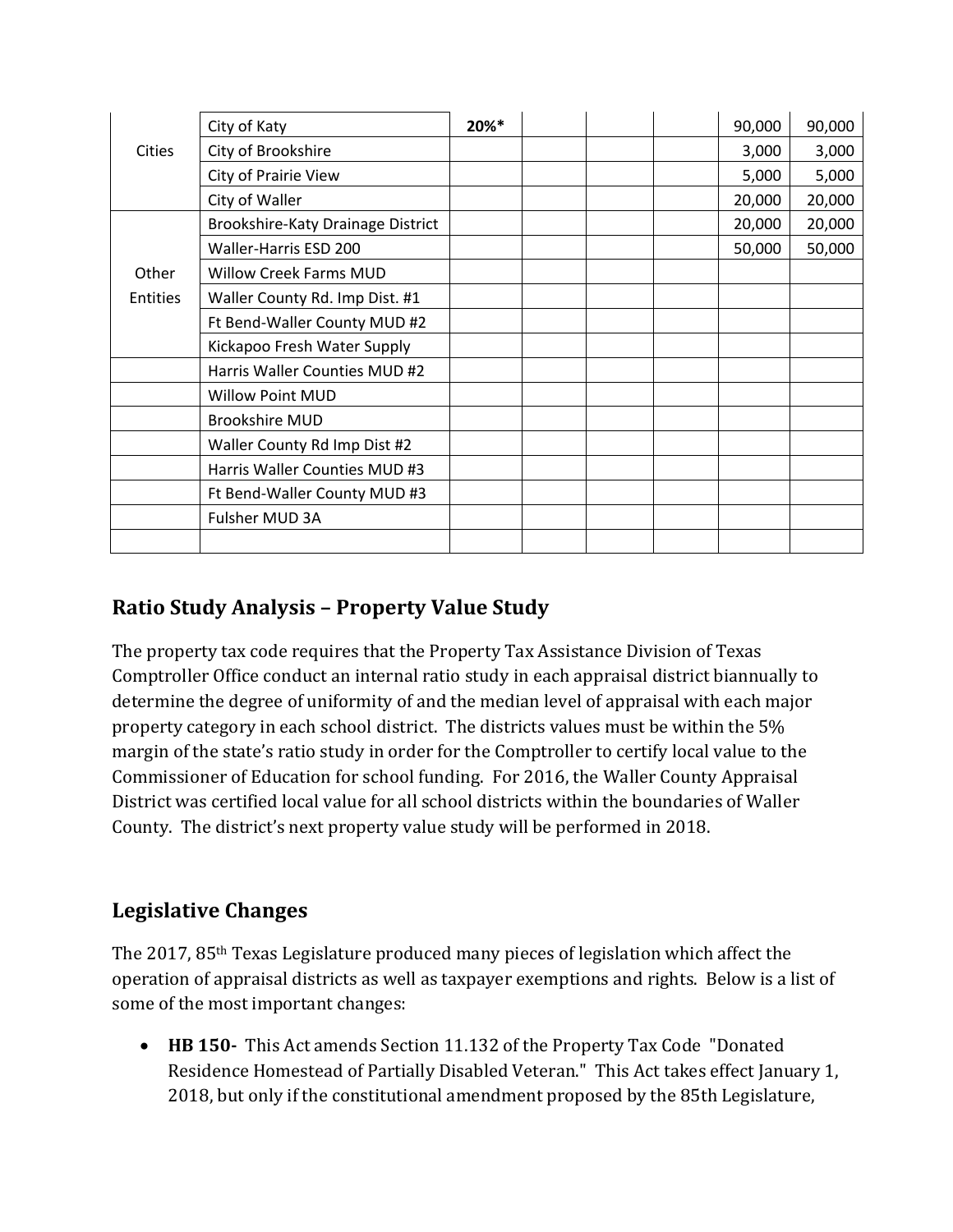|  |  |  |  |  |  |  |  |
|---|---|---|---|---|---|---|---|
| Cities | City of Katy | **20%*** |  |  |  | 90,000 | 90,000 |
|  | City of Brookshire |  |  |  |  | 3,000 | 3,000 |
|  | City of Prairie View |  |  |  |  | 5,000 | 5,000 |
|  | City of Waller |  |  |  |  | 20,000 | 20,000 |
| Other Entities | Brookshire-Katy Drainage District |  |  |  |  | 20,000 | 20,000 |
|  | Waller-Harris ESD 200 |  |  |  |  | 50,000 | 50,000 |
|  | Willow Creek Farms MUD |  |  |  |  |  |  |
|  | Waller County Rd. Imp Dist. #1 |  |  |  |  |  |  |
|  | Ft Bend-Waller County MUD #2 |  |  |  |  |  |  |
|  | Kickapoo Fresh Water Supply |  |  |  |  |  |  |
|  | Harris Waller Counties MUD #2 |  |  |  |  |  |  |
|  | Willow Point MUD |  |  |  |  |  |  |
|  | Brookshire MUD |  |  |  |  |  |  |
|  | Waller County Rd Imp Dist #2 |  |  |  |  |  |  |
|  | Harris Waller Counties MUD #3 |  |  |  |  |  |  |
|  | Ft Bend-Waller County MUD #3 |  |  |  |  |  |  |
|  | Fulsher MUD 3A |  |  |  |  |  |  |
|  |  |  |  |  |  |  |  |

## Ratio Study Analysis – Property Value Study

The property tax code requires that the Property Tax Assistance Division of Texas Comptroller Office conduct an internal ratio study in each appraisal district biannually to determine the degree of uniformity of and the median level of appraisal with each major property category in each school district. The districts values must be within the 5% margin of the state's ratio study in order for the Comptroller to certify local value to the Commissioner of Education for school funding. For 2016, the Waller County Appraisal District was certified local value for all school districts within the boundaries of Waller County. The district's next property value study will be performed in 2018.

## Legislative Changes

The 2017, 85th Texas Legislature produced many pieces of legislation which affect the operation of appraisal districts as well as taxpayer exemptions and rights. Below is a list of some of the most important changes:

- **HB 150-** This Act amends Section 11.132 of the Property Tax Code "Donated Residence Homestead of Partially Disabled Veteran." This Act takes effect January 1, 2018, but only if the constitutional amendment proposed by the 85th Legislature,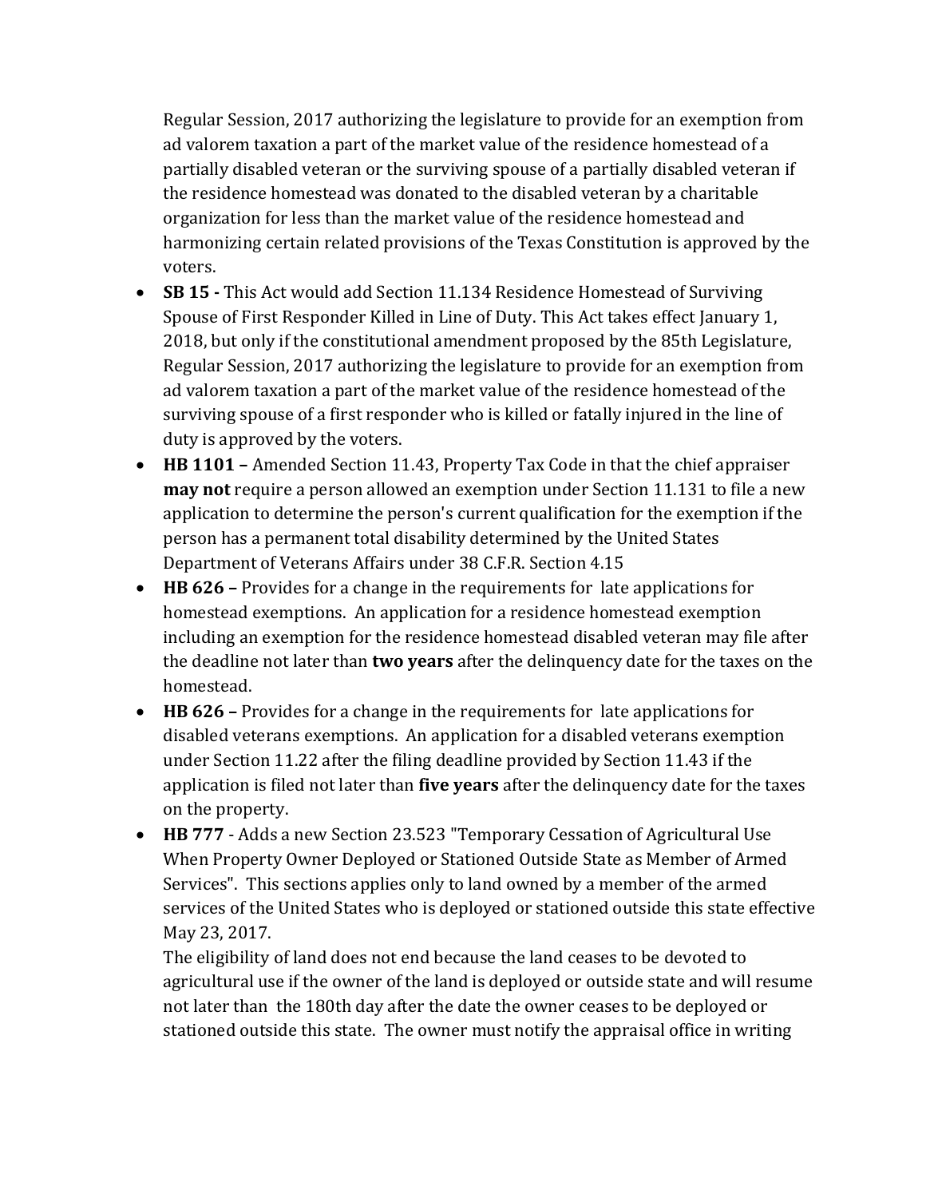Regular Session, 2017 authorizing the legislature to provide for an exemption from ad valorem taxation a part of the market value of the residence homestead of a partially disabled veteran or the surviving spouse of a partially disabled veteran if the residence homestead was donated to the disabled veteran by a charitable organization for less than the market value of the residence homestead and harmonizing certain related provisions of the Texas Constitution is approved by the voters.

- **SB 15 -** This Act would add Section 11.134 Residence Homestead of Surviving Spouse of First Responder Killed in Line of Duty. This Act takes effect January 1, 2018, but only if the constitutional amendment proposed by the 85th Legislature, Regular Session, 2017 authorizing the legislature to provide for an exemption from ad valorem taxation a part of the market value of the residence homestead of the surviving spouse of a first responder who is killed or fatally injured in the line of duty is approved by the voters.
- **HB 1101 –** Amended Section 11.43, Property Tax Code in that the chief appraiser **may not** require a person allowed an exemption under Section 11.131 to file a new application to determine the person's current qualification for the exemption if the person has a permanent total disability determined by the United States Department of Veterans Affairs under 38 C.F.R. Section 4.15
- **HB 626 –** Provides for a change in the requirements for late applications for homestead exemptions. An application for a residence homestead exemption including an exemption for the residence homestead disabled veteran may file after the deadline not later than **two years** after the delinquency date for the taxes on the homestead.
- **HB 626 –** Provides for a change in the requirements for late applications for disabled veterans exemptions. An application for a disabled veterans exemption under Section 11.22 after the filing deadline provided by Section 11.43 if the application is filed not later than **five years** after the delinquency date for the taxes on the property.
- **HB 777** - Adds a new Section 23.523 "Temporary Cessation of Agricultural Use When Property Owner Deployed or Stationed Outside State as Member of Armed Services". This sections applies only to land owned by a member of the armed services of the United States who is deployed or stationed outside this state effective May 23, 2017.

  The eligibility of land does not end because the land ceases to be devoted to agricultural use if the owner of the land is deployed or outside state and will resume not later than the 180th day after the date the owner ceases to be deployed or stationed outside this state. The owner must notify the appraisal office in writing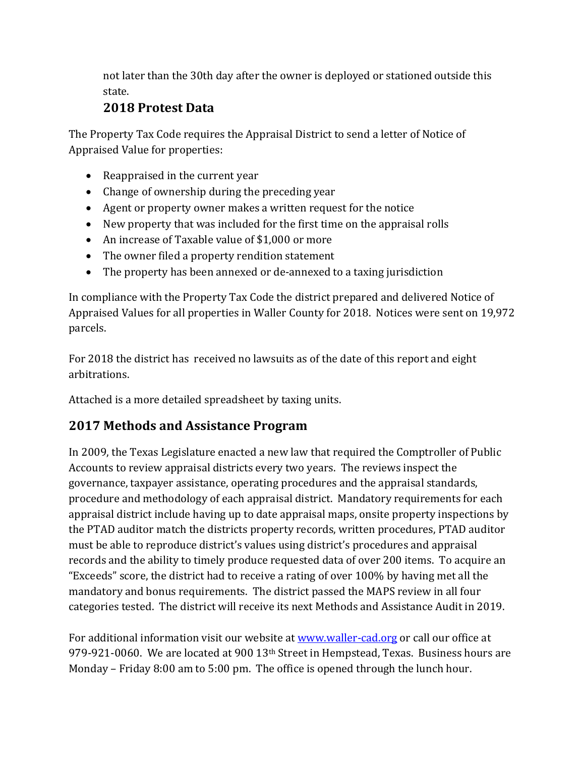not later than the 30th day after the owner is deployed or stationed outside this state.

## 2018 Protest Data

The Property Tax Code requires the Appraisal District to send a letter of Notice of Appraised Value for properties:

- Reappraised in the current year
- Change of ownership during the preceding year
- Agent or property owner makes a written request for the notice
- New property that was included for the first time on the appraisal rolls
- An increase of Taxable value of $1,000 or more
- The owner filed a property rendition statement
- The property has been annexed or de-annexed to a taxing jurisdiction

In compliance with the Property Tax Code the district prepared and delivered Notice of Appraised Values for all properties in Waller County for 2018. Notices were sent on 19,972 parcels.

For 2018 the district has received no lawsuits as of the date of this report and eight arbitrations.

Attached is a more detailed spreadsheet by taxing units.

## 2017 Methods and Assistance Program

In 2009, the Texas Legislature enacted a new law that required the Comptroller of Public Accounts to review appraisal districts every two years. The reviews inspect the governance, taxpayer assistance, operating procedures and the appraisal standards, procedure and methodology of each appraisal district. Mandatory requirements for each appraisal district include having up to date appraisal maps, onsite property inspections by the PTAD auditor match the districts property records, written procedures, PTAD auditor must be able to reproduce district's values using district's procedures and appraisal records and the ability to timely produce requested data of over 200 items. To acquire an "Exceeds" score, the district had to receive a rating of over 100% by having met all the mandatory and bonus requirements. The district passed the MAPS review in all four categories tested. The district will receive its next Methods and Assistance Audit in 2019.

For additional information visit our website at [www.waller-cad.org](http://www.waller-cad.org) or call our office at 979-921-0060. We are located at 900 13th Street in Hempstead, Texas. Business hours are Monday – Friday 8:00 am to 5:00 pm. The office is opened through the lunch hour.